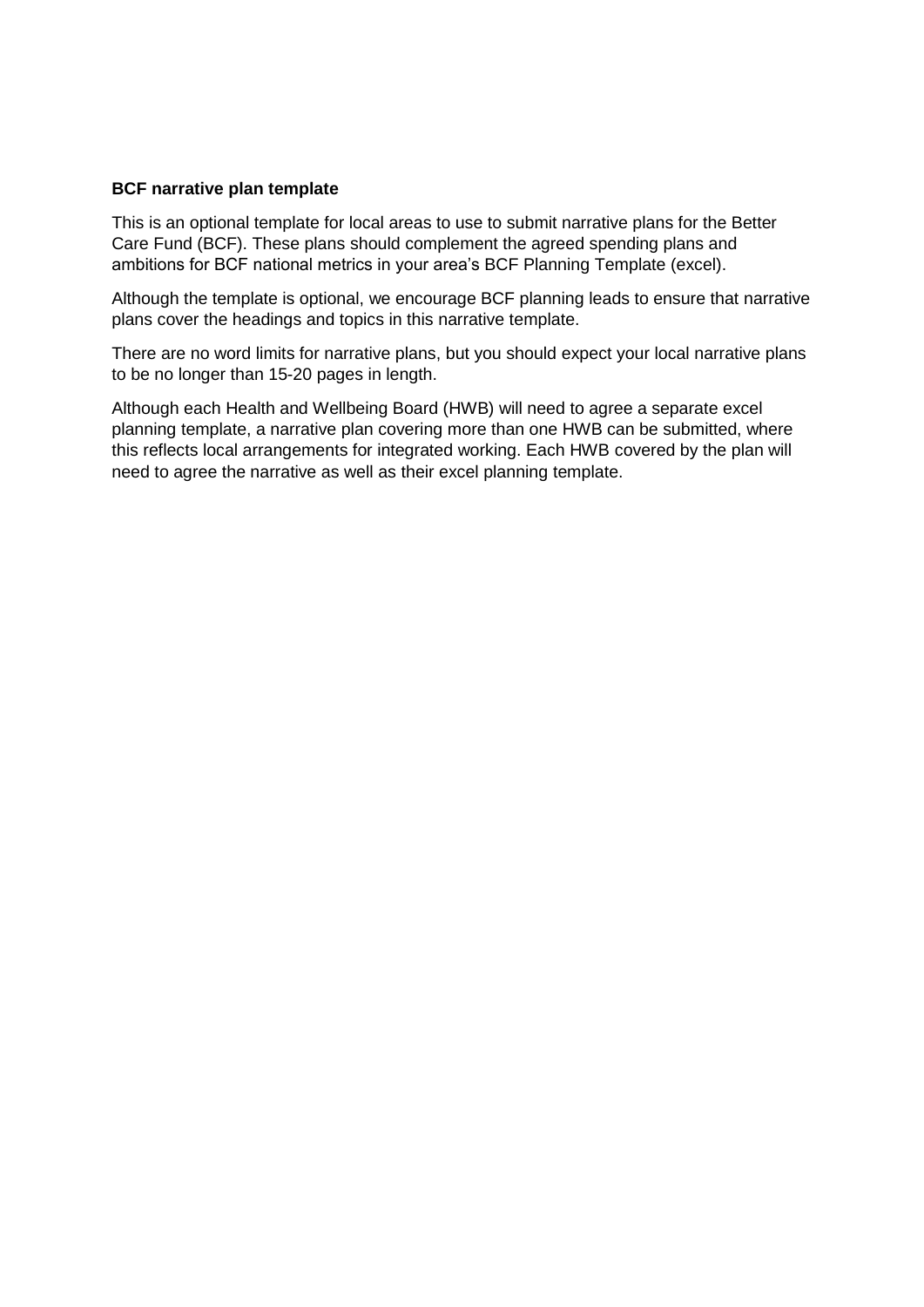**BCF narrative plan template**

This is an optional template for local areas to use to submit narrative plans for the Better Care Fund (BCF). These plans should complement the agreed spending plans and ambitions for BCF national metrics in your area's BCF Planning Template (excel).

Although the template is optional, we encourage BCF planning leads to ensure that narrative plans cover the headings and topics in this narrative template.

There are no word limits for narrative plans, but you should expect your local narrative plans to be no longer than 15-20 pages in length.

Although each Health and Wellbeing Board (HWB) will need to agree a separate excel planning template, a narrative plan covering more than one HWB can be submitted, where this reflects local arrangements for integrated working. Each HWB covered by the plan will need to agree the narrative as well as their excel planning template.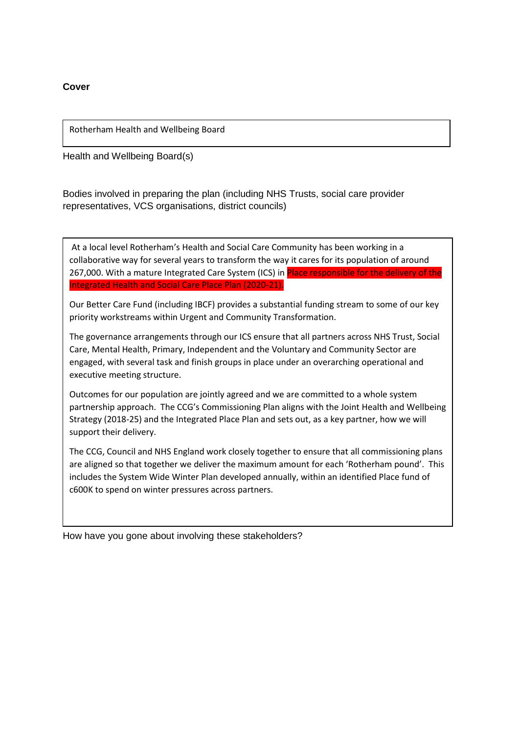**Cover**

Rotherham Health and Wellbeing Board

Health and Wellbeing Board(s)

Bodies involved in preparing the plan (including NHS Trusts, social care provider representatives, VCS organisations, district councils)

At a local level Rotherham's Health and Social Care Community has been working in a collaborative way for several years to transform the way it cares for its population of around 267,000. With a mature Integrated Care System (ICS) in Place responsible for the delivery of the Integrated Health and Social Care Place Plan (2020-21).

Our Better Care Fund (including IBCF) provides a substantial funding stream to some of our key priority workstreams within Urgent and Community Transformation.

The governance arrangements through our ICS ensure that all partners across NHS Trust, Social Care, Mental Health, Primary, Independent and the Voluntary and Community Sector are engaged, with several task and finish groups in place under an overarching operational and executive meeting structure.

Outcomes for our population are jointly agreed and we are committed to a whole system partnership approach. The CCG's Commissioning Plan aligns with the Joint Health and Wellbeing Strategy (2018-25) and the Integrated Place Plan and sets out, as a key partner, how we will support their delivery.

The CCG, Council and NHS England work closely together to ensure that all commissioning plans are aligned so that together we deliver the maximum amount for each 'Rotherham pound'. This includes the System Wide Winter Plan developed annually, within an identified Place fund of c600K to spend on winter pressures across partners.

How have you gone about involving these stakeholders?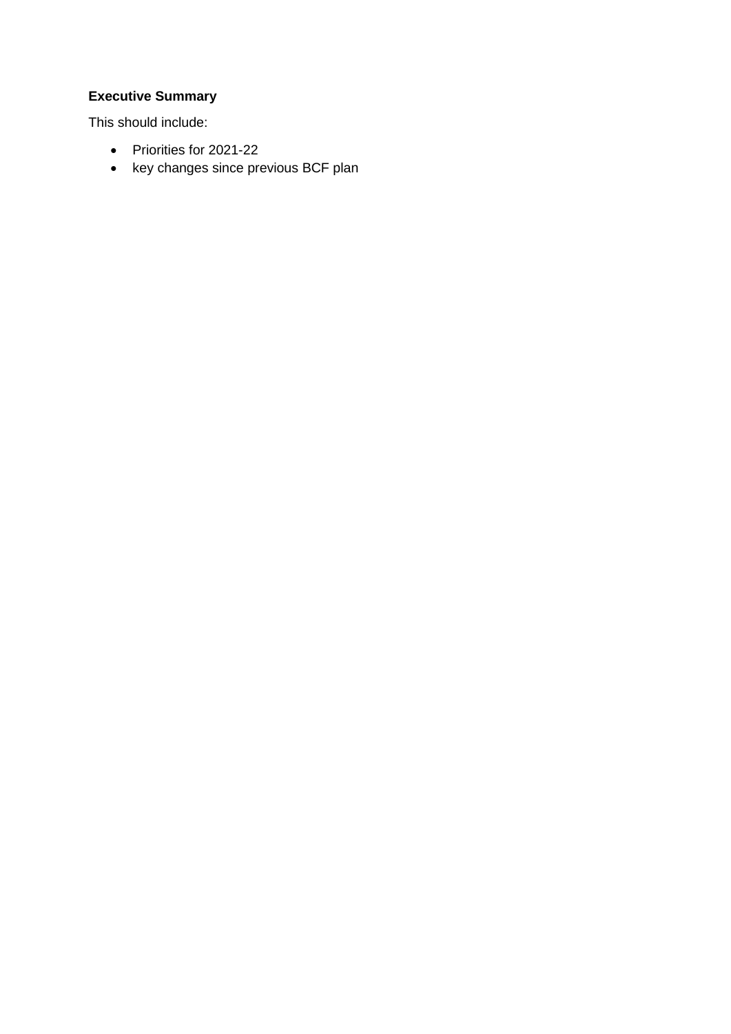**Executive Summary**

This should include:

- Priorities for 2021-22
- key changes since previous BCF plan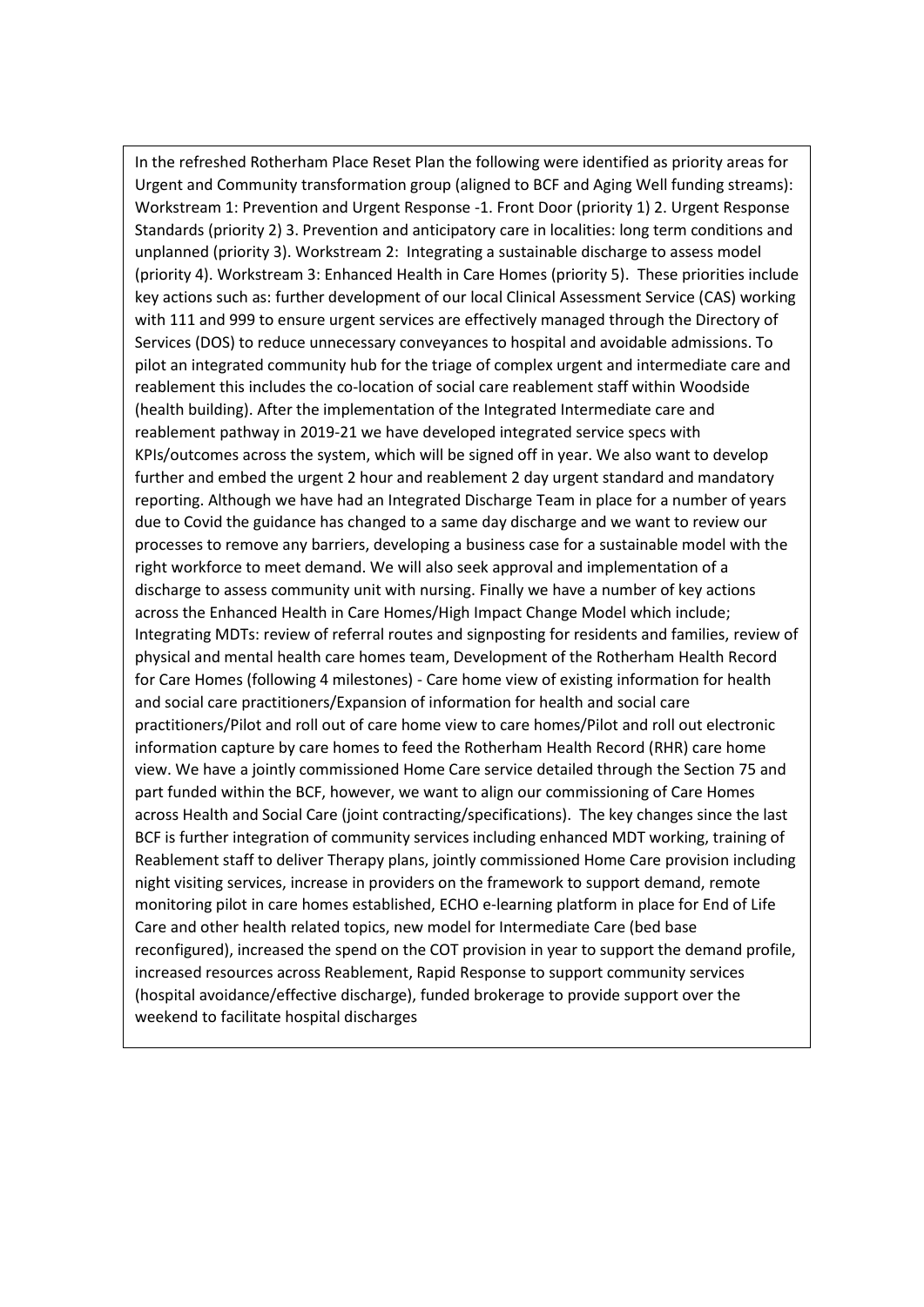In the refreshed Rotherham Place Reset Plan the following were identified as priority areas for Urgent and Community transformation group (aligned to BCF and Aging Well funding streams): Workstream 1: Prevention and Urgent Response -1. Front Door (priority 1) 2. Urgent Response Standards (priority 2) 3. Prevention and anticipatory care in localities: long term conditions and unplanned (priority 3). Workstream 2: Integrating a sustainable discharge to assess model (priority 4). Workstream 3: Enhanced Health in Care Homes (priority 5). These priorities include key actions such as: further development of our local Clinical Assessment Service (CAS) working with 111 and 999 to ensure urgent services are effectively managed through the Directory of Services (DOS) to reduce unnecessary conveyances to hospital and avoidable admissions. To pilot an integrated community hub for the triage of complex urgent and intermediate care and reablement this includes the co-location of social care reablement staff within Woodside (health building). After the implementation of the Integrated Intermediate care and reablement pathway in 2019-21 we have developed integrated service specs with KPIs/outcomes across the system, which will be signed off in year. We also want to develop further and embed the urgent 2 hour and reablement 2 day urgent standard and mandatory reporting. Although we have had an Integrated Discharge Team in place for a number of years due to Covid the guidance has changed to a same day discharge and we want to review our processes to remove any barriers, developing a business case for a sustainable model with the right workforce to meet demand. We will also seek approval and implementation of a discharge to assess community unit with nursing. Finally we have a number of key actions across the Enhanced Health in Care Homes/High Impact Change Model which include; Integrating MDTs: review of referral routes and signposting for residents and families, review of physical and mental health care homes team, Development of the Rotherham Health Record for Care Homes (following 4 milestones) - Care home view of existing information for health and social care practitioners/Expansion of information for health and social care practitioners/Pilot and roll out of care home view to care homes/Pilot and roll out electronic information capture by care homes to feed the Rotherham Health Record (RHR) care home view. We have a jointly commissioned Home Care service detailed through the Section 75 and part funded within the BCF, however, we want to align our commissioning of Care Homes across Health and Social Care (joint contracting/specifications). The key changes since the last BCF is further integration of community services including enhanced MDT working, training of Reablement staff to deliver Therapy plans, jointly commissioned Home Care provision including night visiting services, increase in providers on the framework to support demand, remote monitoring pilot in care homes established, ECHO e-learning platform in place for End of Life Care and other health related topics, new model for Intermediate Care (bed base reconfigured), increased the spend on the COT provision in year to support the demand profile, increased resources across Reablement, Rapid Response to support community services (hospital avoidance/effective discharge), funded brokerage to provide support over the weekend to facilitate hospital discharges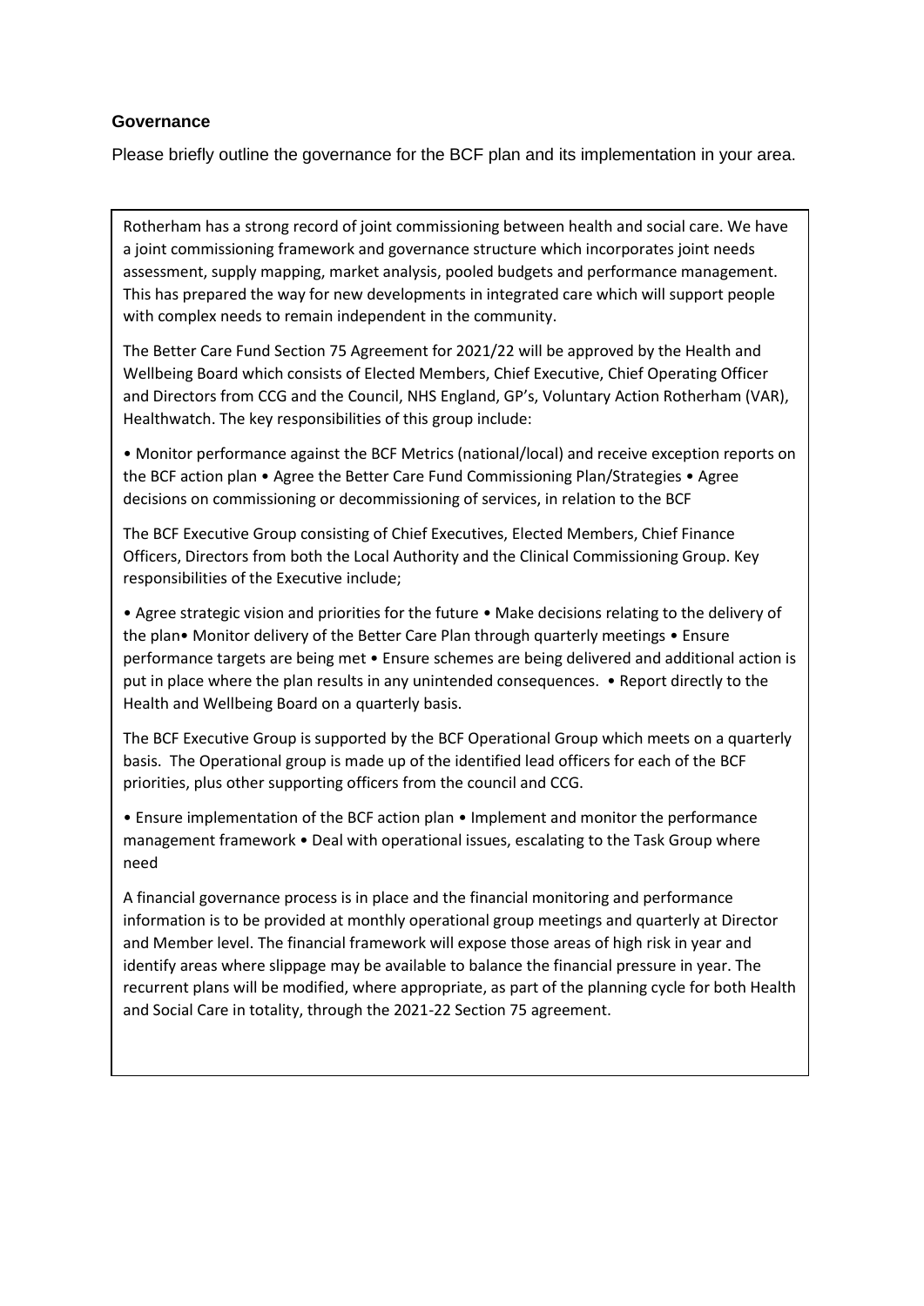### Governance

Please briefly outline the governance for the BCF plan and its implementation in your area.

Rotherham has a strong record of joint commissioning between health and social care. We have a joint commissioning framework and governance structure which incorporates joint needs assessment, supply mapping, market analysis, pooled budgets and performance management. This has prepared the way for new developments in integrated care which will support people with complex needs to remain independent in the community.

The Better Care Fund Section 75 Agreement for 2021/22 will be approved by the Health and Wellbeing Board which consists of Elected Members, Chief Executive, Chief Operating Officer and Directors from CCG and the Council, NHS England, GP's, Voluntary Action Rotherham (VAR), Healthwatch. The key responsibilities of this group include:

• Monitor performance against the BCF Metrics (national/local) and receive exception reports on the BCF action plan • Agree the Better Care Fund Commissioning Plan/Strategies • Agree decisions on commissioning or decommissioning of services, in relation to the BCF

The BCF Executive Group consisting of Chief Executives, Elected Members, Chief Finance Officers, Directors from both the Local Authority and the Clinical Commissioning Group. Key responsibilities of the Executive include;

• Agree strategic vision and priorities for the future • Make decisions relating to the delivery of the plan• Monitor delivery of the Better Care Plan through quarterly meetings • Ensure performance targets are being met • Ensure schemes are being delivered and additional action is put in place where the plan results in any unintended consequences. • Report directly to the Health and Wellbeing Board on a quarterly basis.

The BCF Executive Group is supported by the BCF Operational Group which meets on a quarterly basis. The Operational group is made up of the identified lead officers for each of the BCF priorities, plus other supporting officers from the council and CCG.

• Ensure implementation of the BCF action plan • Implement and monitor the performance management framework • Deal with operational issues, escalating to the Task Group where need

A financial governance process is in place and the financial monitoring and performance information is to be provided at monthly operational group meetings and quarterly at Director and Member level. The financial framework will expose those areas of high risk in year and identify areas where slippage may be available to balance the financial pressure in year. The recurrent plans will be modified, where appropriate, as part of the planning cycle for both Health and Social Care in totality, through the 2021-22 Section 75 agreement.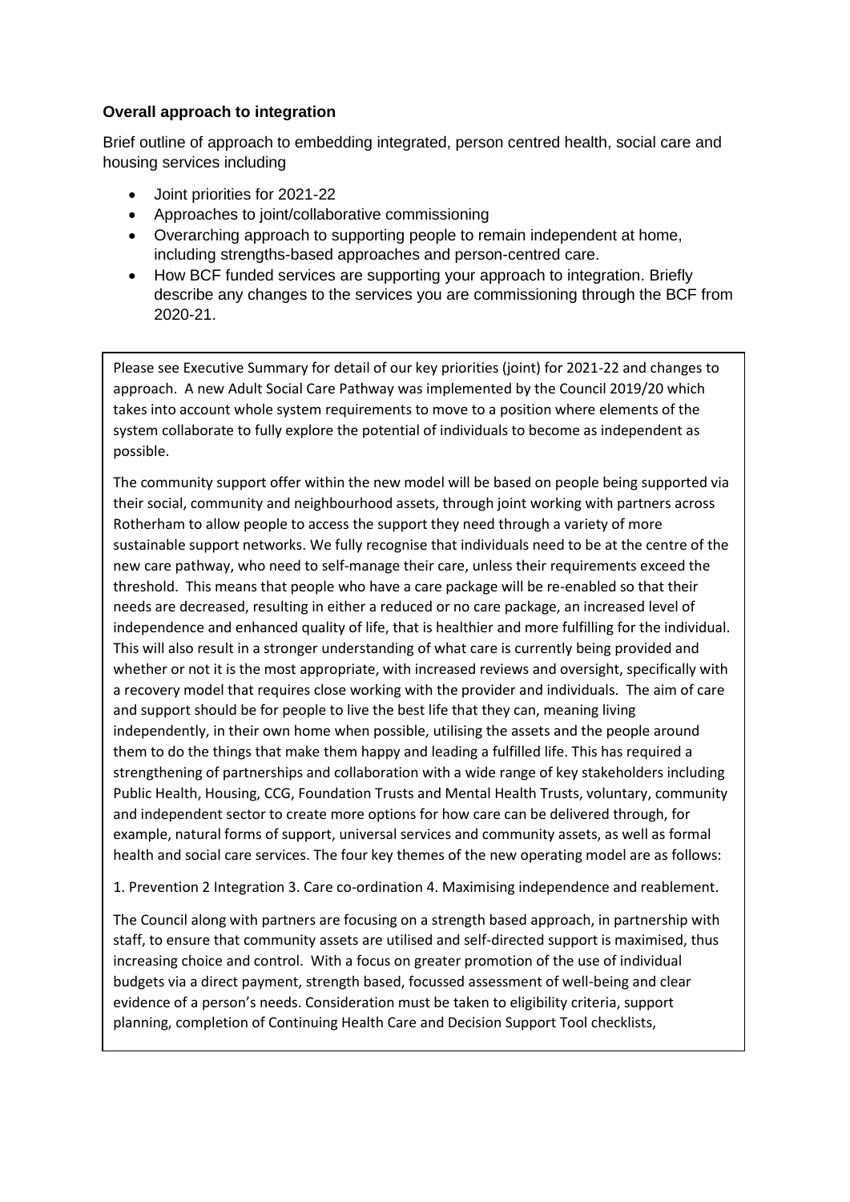**Overall approach to integration**

Brief outline of approach to embedding integrated, person centred health, social care and housing services including

- Joint priorities for 2021-22
- Approaches to joint/collaborative commissioning
- Overarching approach to supporting people to remain independent at home, including strengths-based approaches and person-centred care.
- How BCF funded services are supporting your approach to integration. Briefly describe any changes to the services you are commissioning through the BCF from 2020-21.

Please see Executive Summary for detail of our key priorities (joint) for 2021-22 and changes to approach. A new Adult Social Care Pathway was implemented by the Council 2019/20 which takes into account whole system requirements to move to a position where elements of the system collaborate to fully explore the potential of individuals to become as independent as possible.

The community support offer within the new model will be based on people being supported via their social, community and neighbourhood assets, through joint working with partners across Rotherham to allow people to access the support they need through a variety of more sustainable support networks. We fully recognise that individuals need to be at the centre of the new care pathway, who need to self-manage their care, unless their requirements exceed the threshold. This means that people who have a care package will be re-enabled so that their needs are decreased, resulting in either a reduced or no care package, an increased level of independence and enhanced quality of life, that is healthier and more fulfilling for the individual. This will also result in a stronger understanding of what care is currently being provided and whether or not it is the most appropriate, with increased reviews and oversight, specifically with a recovery model that requires close working with the provider and individuals. The aim of care and support should be for people to live the best life that they can, meaning living independently, in their own home when possible, utilising the assets and the people around them to do the things that make them happy and leading a fulfilled life. This has required a strengthening of partnerships and collaboration with a wide range of key stakeholders including Public Health, Housing, CCG, Foundation Trusts and Mental Health Trusts, voluntary, community and independent sector to create more options for how care can be delivered through, for example, natural forms of support, universal services and community assets, as well as formal health and social care services. The four key themes of the new operating model are as follows:

1. Prevention 2 Integration 3. Care co-ordination 4. Maximising independence and reablement.

The Council along with partners are focusing on a strength based approach, in partnership with staff, to ensure that community assets are utilised and self-directed support is maximised, thus increasing choice and control. With a focus on greater promotion of the use of individual budgets via a direct payment, strength based, focussed assessment of well-being and clear evidence of a person's needs. Consideration must be taken to eligibility criteria, support planning, completion of Continuing Health Care and Decision Support Tool checklists,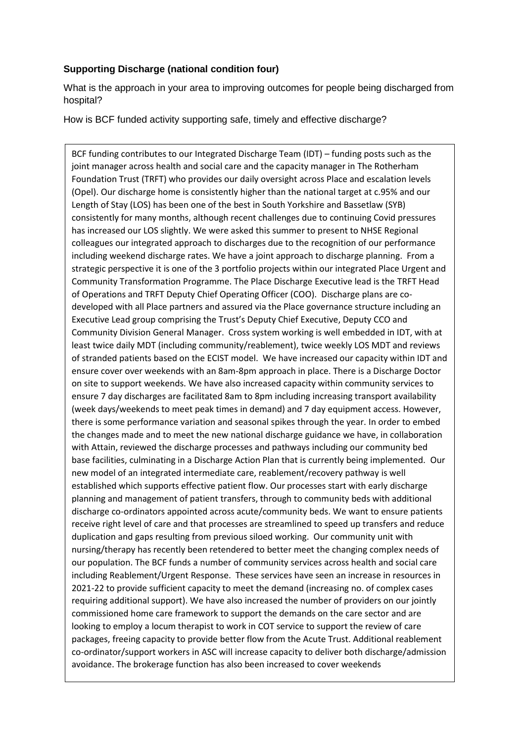**Supporting Discharge (national condition four)**

What is the approach in your area to improving outcomes for people being discharged from hospital?

How is BCF funded activity supporting safe, timely and effective discharge?

BCF funding contributes to our Integrated Discharge Team (IDT) – funding posts such as the joint manager across health and social care and the capacity manager in The Rotherham Foundation Trust (TRFT) who provides our daily oversight across Place and escalation levels (Opel). Our discharge home is consistently higher than the national target at c.95% and our Length of Stay (LOS) has been one of the best in South Yorkshire and Bassetlaw (SYB) consistently for many months, although recent challenges due to continuing Covid pressures has increased our LOS slightly. We were asked this summer to present to NHSE Regional colleagues our integrated approach to discharges due to the recognition of our performance including weekend discharge rates. We have a joint approach to discharge planning. From a strategic perspective it is one of the 3 portfolio projects within our integrated Place Urgent and Community Transformation Programme. The Place Discharge Executive lead is the TRFT Head of Operations and TRFT Deputy Chief Operating Officer (COO). Discharge plans are co-developed with all Place partners and assured via the Place governance structure including an Executive Lead group comprising the Trust's Deputy Chief Executive, Deputy CCO and Community Division General Manager. Cross system working is well embedded in IDT, with at least twice daily MDT (including community/reablement), twice weekly LOS MDT and reviews of stranded patients based on the ECIST model. We have increased our capacity within IDT and ensure cover over weekends with an 8am-8pm approach in place. There is a Discharge Doctor on site to support weekends. We have also increased capacity within community services to ensure 7 day discharges are facilitated 8am to 8pm including increasing transport availability (week days/weekends to meet peak times in demand) and 7 day equipment access. However, there is some performance variation and seasonal spikes through the year. In order to embed the changes made and to meet the new national discharge guidance we have, in collaboration with Attain, reviewed the discharge processes and pathways including our community bed base facilities, culminating in a Discharge Action Plan that is currently being implemented. Our new model of an integrated intermediate care, reablement/recovery pathway is well established which supports effective patient flow. Our processes start with early discharge planning and management of patient transfers, through to community beds with additional discharge co-ordinators appointed across acute/community beds. We want to ensure patients receive right level of care and that processes are streamlined to speed up transfers and reduce duplication and gaps resulting from previous siloed working. Our community unit with nursing/therapy has recently been retendered to better meet the changing complex needs of our population. The BCF funds a number of community services across health and social care including Reablement/Urgent Response. These services have seen an increase in resources in 2021-22 to provide sufficient capacity to meet the demand (increasing no. of complex cases requiring additional support). We have also increased the number of providers on our jointly commissioned home care framework to support the demands on the care sector and are looking to employ a locum therapist to work in COT service to support the review of care packages, freeing capacity to provide better flow from the Acute Trust. Additional reablement co-ordinator/support workers in ASC will increase capacity to deliver both discharge/admission avoidance. The brokerage function has also been increased to cover weekends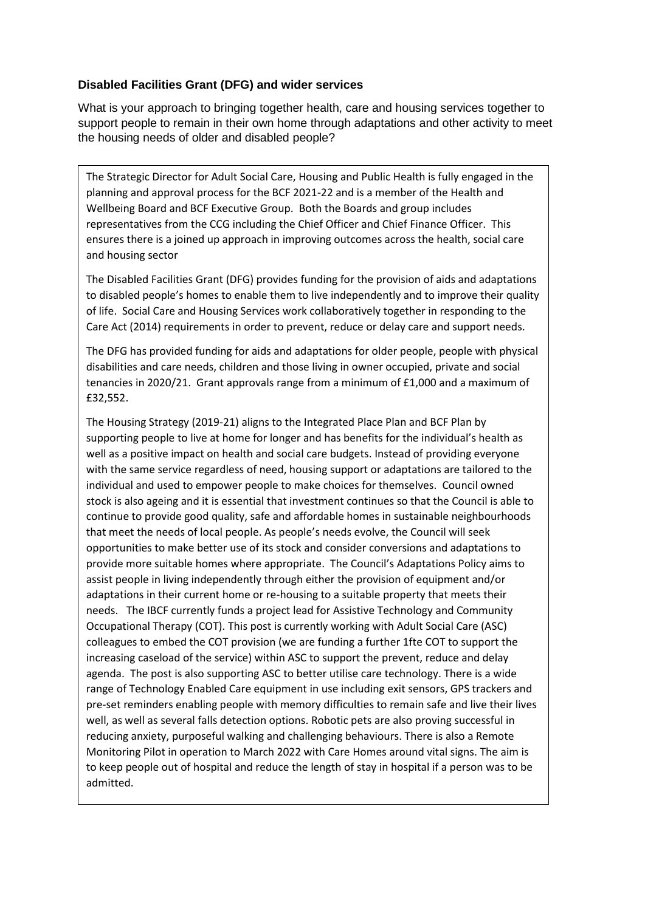### Disabled Facilities Grant (DFG) and wider services

What is your approach to bringing together health, care and housing services together to support people to remain in their own home through adaptations and other activity to meet the housing needs of older and disabled people?

The Strategic Director for Adult Social Care, Housing and Public Health is fully engaged in the planning and approval process for the BCF 2021-22 and is a member of the Health and Wellbeing Board and BCF Executive Group. Both the Boards and group includes representatives from the CCG including the Chief Officer and Chief Finance Officer. This ensures there is a joined up approach in improving outcomes across the health, social care and housing sector

The Disabled Facilities Grant (DFG) provides funding for the provision of aids and adaptations to disabled people's homes to enable them to live independently and to improve their quality of life. Social Care and Housing Services work collaboratively together in responding to the Care Act (2014) requirements in order to prevent, reduce or delay care and support needs.

The DFG has provided funding for aids and adaptations for older people, people with physical disabilities and care needs, children and those living in owner occupied, private and social tenancies in 2020/21. Grant approvals range from a minimum of £1,000 and a maximum of £32,552.

The Housing Strategy (2019-21) aligns to the Integrated Place Plan and BCF Plan by supporting people to live at home for longer and has benefits for the individual's health as well as a positive impact on health and social care budgets. Instead of providing everyone with the same service regardless of need, housing support or adaptations are tailored to the individual and used to empower people to make choices for themselves. Council owned stock is also ageing and it is essential that investment continues so that the Council is able to continue to provide good quality, safe and affordable homes in sustainable neighbourhoods that meet the needs of local people. As people's needs evolve, the Council will seek opportunities to make better use of its stock and consider conversions and adaptations to provide more suitable homes where appropriate. The Council's Adaptations Policy aims to assist people in living independently through either the provision of equipment and/or adaptations in their current home or re-housing to a suitable property that meets their needs. The IBCF currently funds a project lead for Assistive Technology and Community Occupational Therapy (COT). This post is currently working with Adult Social Care (ASC) colleagues to embed the COT provision (we are funding a further 1fte COT to support the increasing caseload of the service) within ASC to support the prevent, reduce and delay agenda. The post is also supporting ASC to better utilise care technology. There is a wide range of Technology Enabled Care equipment in use including exit sensors, GPS trackers and pre-set reminders enabling people with memory difficulties to remain safe and live their lives well, as well as several falls detection options. Robotic pets are also proving successful in reducing anxiety, purposeful walking and challenging behaviours. There is also a Remote Monitoring Pilot in operation to March 2022 with Care Homes around vital signs. The aim is to keep people out of hospital and reduce the length of stay in hospital if a person was to be admitted.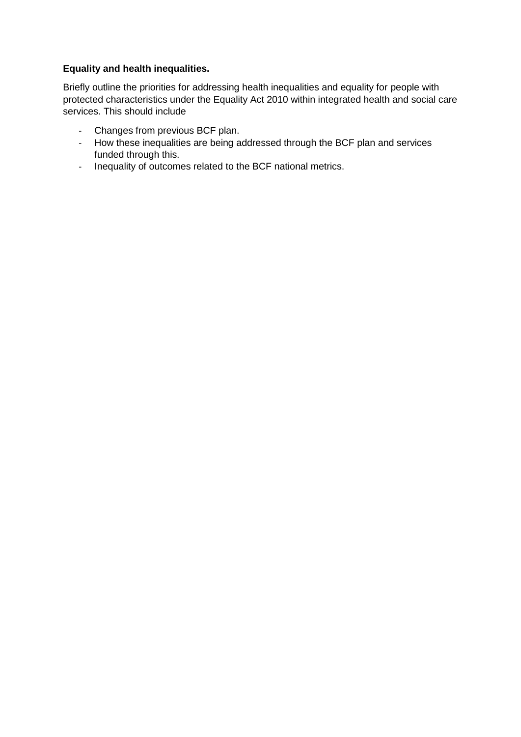**Equality and health inequalities.**

Briefly outline the priorities for addressing health inequalities and equality for people with protected characteristics under the Equality Act 2010 within integrated health and social care services. This should include

- Changes from previous BCF plan.
- How these inequalities are being addressed through the BCF plan and services funded through this.
- Inequality of outcomes related to the BCF national metrics.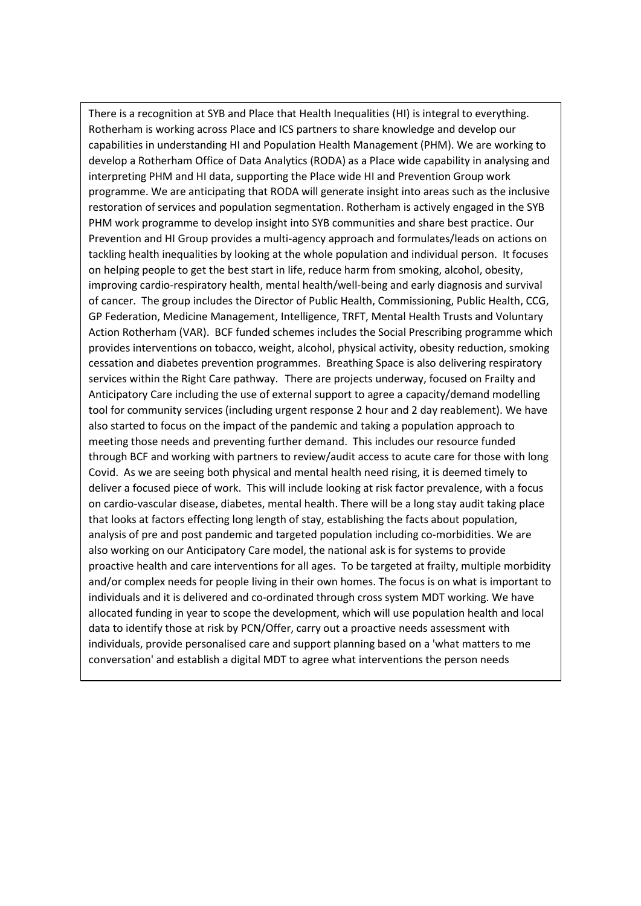There is a recognition at SYB and Place that Health Inequalities (HI) is integral to everything. Rotherham is working across Place and ICS partners to share knowledge and develop our capabilities in understanding HI and Population Health Management (PHM). We are working to develop a Rotherham Office of Data Analytics (RODA) as a Place wide capability in analysing and interpreting PHM and HI data, supporting the Place wide HI and Prevention Group work programme. We are anticipating that RODA will generate insight into areas such as the inclusive restoration of services and population segmentation. Rotherham is actively engaged in the SYB PHM work programme to develop insight into SYB communities and share best practice. Our Prevention and HI Group provides a multi-agency approach and formulates/leads on actions on tackling health inequalities by looking at the whole population and individual person. It focuses on helping people to get the best start in life, reduce harm from smoking, alcohol, obesity, improving cardio-respiratory health, mental health/well-being and early diagnosis and survival of cancer. The group includes the Director of Public Health, Commissioning, Public Health, CCG, GP Federation, Medicine Management, Intelligence, TRFT, Mental Health Trusts and Voluntary Action Rotherham (VAR). BCF funded schemes includes the Social Prescribing programme which provides interventions on tobacco, weight, alcohol, physical activity, obesity reduction, smoking cessation and diabetes prevention programmes. Breathing Space is also delivering respiratory services within the Right Care pathway. There are projects underway, focused on Frailty and Anticipatory Care including the use of external support to agree a capacity/demand modelling tool for community services (including urgent response 2 hour and 2 day reablement). We have also started to focus on the impact of the pandemic and taking a population approach to meeting those needs and preventing further demand. This includes our resource funded through BCF and working with partners to review/audit access to acute care for those with long Covid. As we are seeing both physical and mental health need rising, it is deemed timely to deliver a focused piece of work. This will include looking at risk factor prevalence, with a focus on cardio-vascular disease, diabetes, mental health. There will be a long stay audit taking place that looks at factors effecting long length of stay, establishing the facts about population, analysis of pre and post pandemic and targeted population including co-morbidities. We are also working on our Anticipatory Care model, the national ask is for systems to provide proactive health and care interventions for all ages. To be targeted at frailty, multiple morbidity and/or complex needs for people living in their own homes. The focus is on what is important to individuals and it is delivered and co-ordinated through cross system MDT working. We have allocated funding in year to scope the development, which will use population health and local data to identify those at risk by PCN/Offer, carry out a proactive needs assessment with individuals, provide personalised care and support planning based on a 'what matters to me conversation' and establish a digital MDT to agree what interventions the person needs